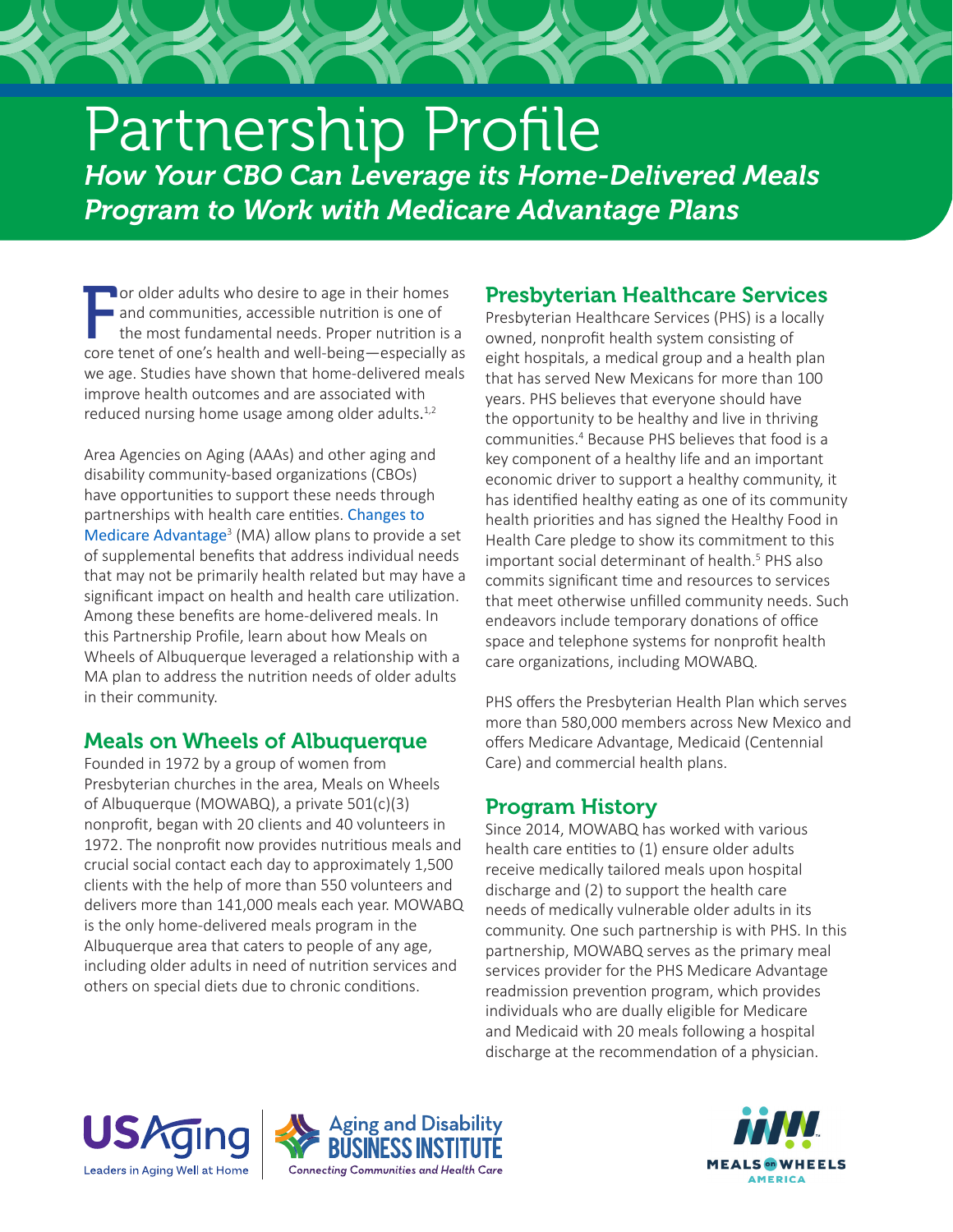# Partnership Profile

## *How Your CBO Can Leverage its Home-Delivered Meals Program to Work with Medicare Advantage Plans*

For older adults who desire to age in their homes and communities, accessible nutrition is one of the most fundamental needs. Proper nutrition is a core tenet of one's health and well-being—especially as we age. Studies have shown that home-delivered meals improve health outcomes and are associated with reduced nursing home usage among older adults.[1,2]

Area Agencies on Aging (AAAs) and other aging and disability community-based organizations (CBOs) have opportunities to support these needs through partnerships with health care entities. Changes to Medicare Advantage[3] (MA) allow plans to provide a set of supplemental benefits that address individual needs that may not be primarily health related but may have a significant impact on health and health care utilization. Among these benefits are home-delivered meals. In this Partnership Profile, learn about how Meals on Wheels of Albuquerque leveraged a relationship with a MA plan to address the nutrition needs of older adults in their community.

## Meals on Wheels of Albuquerque

Founded in 1972 by a group of women from Presbyterian churches in the area, Meals on Wheels of Albuquerque (MOWABQ), a private 501(c)(3) nonprofit, began with 20 clients and 40 volunteers in 1972. The nonprofit now provides nutritious meals and crucial social contact each day to approximately 1,500 clients with the help of more than 550 volunteers and delivers more than 141,000 meals each year. MOWABQ is the only home-delivered meals program in the Albuquerque area that caters to people of any age, including older adults in need of nutrition services and others on special diets due to chronic conditions.

## Presbyterian Healthcare Services

Presbyterian Healthcare Services (PHS) is a locally owned, nonprofit health system consisting of eight hospitals, a medical group and a health plan that has served New Mexicans for more than 100 years. PHS believes that everyone should have the opportunity to be healthy and live in thriving communities.[4] Because PHS believes that food is a key component of a healthy life and an important economic driver to support a healthy community, it has identified healthy eating as one of its community health priorities and has signed the Healthy Food in Health Care pledge to show its commitment to this important social determinant of health.[5] PHS also commits significant time and resources to services that meet otherwise unfilled community needs. Such endeavors include temporary donations of office space and telephone systems for nonprofit health care organizations, including MOWABQ.

PHS offers the Presbyterian Health Plan which serves more than 580,000 members across New Mexico and offers Medicare Advantage, Medicaid (Centennial Care) and commercial health plans.

## Program History

Since 2014, MOWABQ has worked with various health care entities to (1) ensure older adults receive medically tailored meals upon hospital discharge and (2) to support the health care needs of medically vulnerable older adults in its community. One such partnership is with PHS. In this partnership, MOWABQ serves as the primary meal services provider for the PHS Medicare Advantage readmission prevention program, which provides individuals who are dually eligible for Medicare and Medicaid with 20 meals following a hospital discharge at the recommendation of a physician.

USAging — Leaders in Aging Well at Home | Aging and Disability Business Institute — Connecting Communities and Health Care | Meals on Wheels America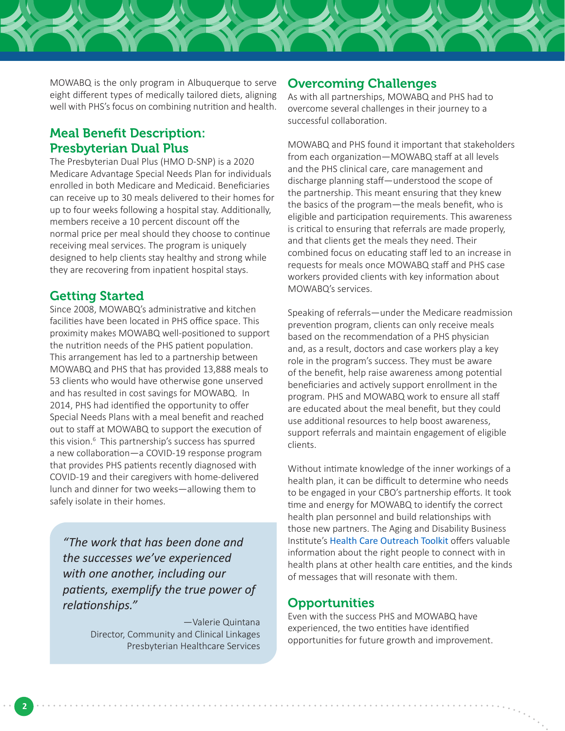MOWABQ is the only program in Albuquerque to serve eight different types of medically tailored diets, aligning well with PHS's focus on combining nutrition and health.

## Meal Benefit Description: Presbyterian Dual Plus

The Presbyterian Dual Plus (HMO D-SNP) is a 2020 Medicare Advantage Special Needs Plan for individuals enrolled in both Medicare and Medicaid. Beneficiaries can receive up to 30 meals delivered to their homes for up to four weeks following a hospital stay. Additionally, members receive a 10 percent discount off the normal price per meal should they choose to continue receiving meal services. The program is uniquely designed to help clients stay healthy and strong while they are recovering from inpatient hospital stays.

## Getting Started

Since 2008, MOWABQ's administrative and kitchen facilities have been located in PHS office space. This proximity makes MOWABQ well-positioned to support the nutrition needs of the PHS patient population. This arrangement has led to a partnership between MOWABQ and PHS that has provided 13,888 meals to 53 clients who would have otherwise gone unserved and has resulted in cost savings for MOWABQ. In 2014, PHS had identified the opportunity to offer Special Needs Plans with a meal benefit and reached out to staff at MOWABQ to support the execution of this vision.[6] This partnership's success has spurred a new collaboration—a COVID-19 response program that provides PHS patients recently diagnosed with COVID-19 and their caregivers with home-delivered lunch and dinner for two weeks—allowing them to safely isolate in their homes.

> *"The work that has been done and the successes we've experienced with one another, including our patients, exemplify the true power of relationships."*
>
> —Valerie Quintana
> Director, Community and Clinical Linkages
> Presbyterian Healthcare Services

## Overcoming Challenges

As with all partnerships, MOWABQ and PHS had to overcome several challenges in their journey to a successful collaboration.

MOWABQ and PHS found it important that stakeholders from each organization—MOWABQ staff at all levels and the PHS clinical care, care management and discharge planning staff—understood the scope of the partnership. This meant ensuring that they knew the basics of the program—the meals benefit, who is eligible and participation requirements. This awareness is critical to ensuring that referrals are made properly, and that clients get the meals they need. Their combined focus on educating staff led to an increase in requests for meals once MOWABQ staff and PHS case workers provided clients with key information about MOWABQ's services.

Speaking of referrals—under the Medicare readmission prevention program, clients can only receive meals based on the recommendation of a PHS physician and, as a result, doctors and case workers play a key role in the program's success. They must be aware of the benefit, help raise awareness among potential beneficiaries and actively support enrollment in the program. PHS and MOWABQ work to ensure all staff are educated about the meal benefit, but they could use additional resources to help boost awareness, support referrals and maintain engagement of eligible clients.

Without intimate knowledge of the inner workings of a health plan, it can be difficult to determine who needs to be engaged in your CBO's partnership efforts. It took time and energy for MOWABQ to identify the correct health plan personnel and build relationships with those new partners. The Aging and Disability Business Institute's Health Care Outreach Toolkit offers valuable information about the right people to connect with in health plans at other health care entities, and the kinds of messages that will resonate with them.

## Opportunities

Even with the success PHS and MOWABQ have experienced, the two entities have identified opportunities for future growth and improvement.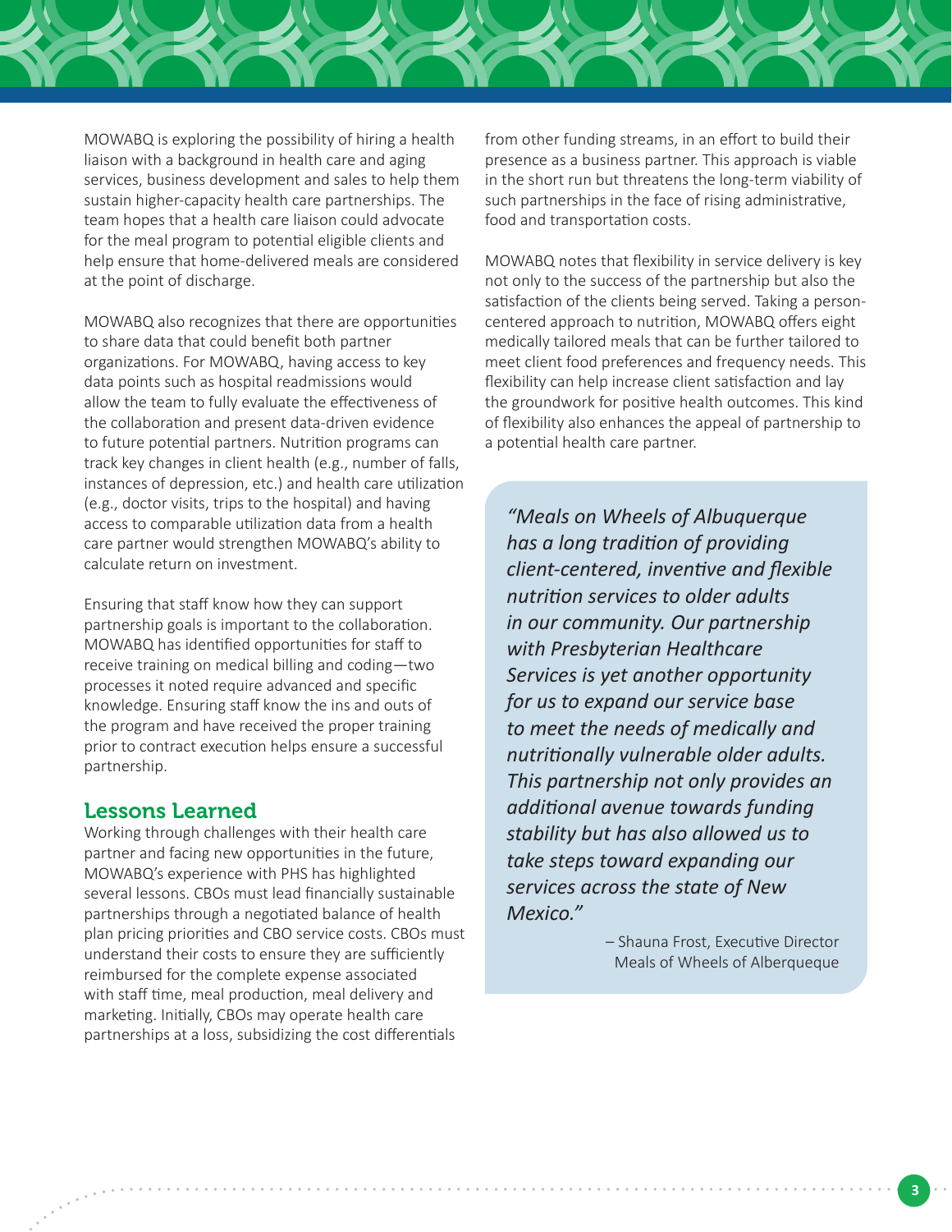MOWABQ is exploring the possibility of hiring a health liaison with a background in health care and aging services, business development and sales to help them sustain higher-capacity health care partnerships. The team hopes that a health care liaison could advocate for the meal program to potential eligible clients and help ensure that home-delivered meals are considered at the point of discharge.

MOWABQ also recognizes that there are opportunities to share data that could benefit both partner organizations. For MOWABQ, having access to key data points such as hospital readmissions would allow the team to fully evaluate the effectiveness of the collaboration and present data-driven evidence to future potential partners. Nutrition programs can track key changes in client health (e.g., number of falls, instances of depression, etc.) and health care utilization (e.g., doctor visits, trips to the hospital) and having access to comparable utilization data from a health care partner would strengthen MOWABQ's ability to calculate return on investment.

Ensuring that staff know how they can support partnership goals is important to the collaboration. MOWABQ has identified opportunities for staff to receive training on medical billing and coding—two processes it noted require advanced and specific knowledge. Ensuring staff know the ins and outs of the program and have received the proper training prior to contract execution helps ensure a successful partnership.

## Lessons Learned

Working through challenges with their health care partner and facing new opportunities in the future, MOWABQ's experience with PHS has highlighted several lessons. CBOs must lead financially sustainable partnerships through a negotiated balance of health plan pricing priorities and CBO service costs. CBOs must understand their costs to ensure they are sufficiently reimbursed for the complete expense associated with staff time, meal production, meal delivery and marketing. Initially, CBOs may operate health care partnerships at a loss, subsidizing the cost differentials from other funding streams, in an effort to build their presence as a business partner. This approach is viable in the short run but threatens the long-term viability of such partnerships in the face of rising administrative, food and transportation costs.

MOWABQ notes that flexibility in service delivery is key not only to the success of the partnership but also the satisfaction of the clients being served. Taking a person-centered approach to nutrition, MOWABQ offers eight medically tailored meals that can be further tailored to meet client food preferences and frequency needs. This flexibility can help increase client satisfaction and lay the groundwork for positive health outcomes. This kind of flexibility also enhances the appeal of partnership to a potential health care partner.

> *"Meals on Wheels of Albuquerque has a long tradition of providing client-centered, inventive and flexible nutrition services to older adults in our community. Our partnership with Presbyterian Healthcare Services is yet another opportunity for us to expand our service base to meet the needs of medically and nutritionally vulnerable older adults. This partnership not only provides an additional avenue towards funding stability but has also allowed us to take steps toward expanding our services across the state of New Mexico."*
>
> – Shauna Frost, Executive Director
> Meals of Wheels of Alberqueque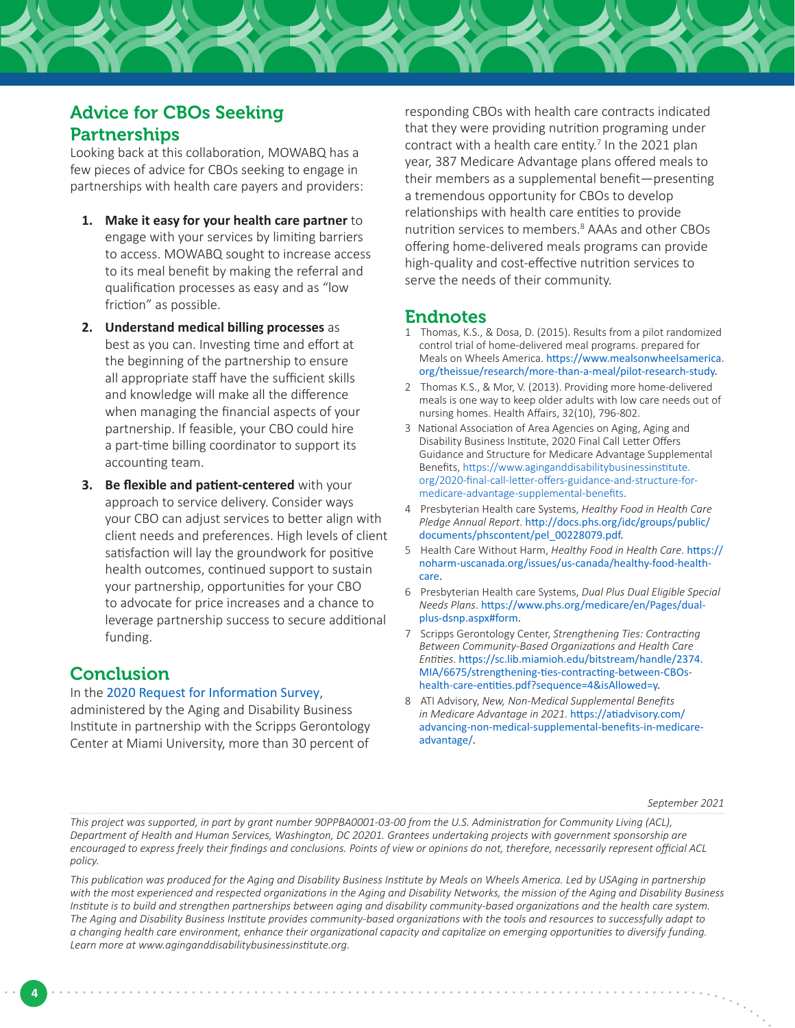## Advice for CBOs Seeking Partnerships

Looking back at this collaboration, MOWABQ has a few pieces of advice for CBOs seeking to engage in partnerships with health care payers and providers:

1. **Make it easy for your health care partner** to engage with your services by limiting barriers to access. MOWABQ sought to increase access to its meal benefit by making the referral and qualification processes as easy and as "low friction" as possible.
2. **Understand medical billing processes** as best as you can. Investing time and effort at the beginning of the partnership to ensure all appropriate staff have the sufficient skills and knowledge will make all the difference when managing the financial aspects of your partnership. If feasible, your CBO could hire a part-time billing coordinator to support its accounting team.
3. **Be flexible and patient-centered** with your approach to service delivery. Consider ways your CBO can adjust services to better align with client needs and preferences. High levels of client satisfaction will lay the groundwork for positive health outcomes, continued support to sustain your partnership, opportunities for your CBO to advocate for price increases and a chance to leverage partnership success to secure additional funding.

## Conclusion

In the 2020 Request for Information Survey, administered by the Aging and Disability Business Institute in partnership with the Scripps Gerontology Center at Miami University, more than 30 percent of responding CBOs with health care contracts indicated that they were providing nutrition programing under contract with a health care entity.[7] In the 2021 plan year, 387 Medicare Advantage plans offered meals to their members as a supplemental benefit—presenting a tremendous opportunity for CBOs to develop relationships with health care entities to provide nutrition services to members.[8] AAAs and other CBOs offering home-delivered meals programs can provide high-quality and cost-effective nutrition services to serve the needs of their community.

## Endnotes

1. Thomas, K.S., & Dosa, D. (2015). Results from a pilot randomized control trial of home-delivered meal programs. prepared for Meals on Wheels America. https://www.mealsonwheelsamerica.org/theissue/research/more-than-a-meal/pilot-research-study.
2. Thomas K.S., & Mor, V. (2013). Providing more home-delivered meals is one way to keep older adults with low care needs out of nursing homes. Health Affairs, 32(10), 796-802.
3. National Association of Area Agencies on Aging, Aging and Disability Business Institute, 2020 Final Call Letter Offers Guidance and Structure for Medicare Advantage Supplemental Benefits, https://www.aginganddisabilitybusinessinstitute.org/2020-final-call-letter-offers-guidance-and-structure-for-medicare-advantage-supplemental-benefits.
4. Presbyterian Health care Systems, *Healthy Food in Health Care Pledge Annual Report*. http://docs.phs.org/idc/groups/public/documents/phscontent/pel_00228079.pdf.
5. Health Care Without Harm, *Healthy Food in Health Care*. https://noharm-uscanada.org/issues/us-canada/healthy-food-health-care.
6. Presbyterian Health care Systems, *Dual Plus Dual Eligible Special Needs Plans*. https://www.phs.org/medicare/en/Pages/dual-plus-dsnp.aspx#form.
7. Scripps Gerontology Center, *Strengthening Ties: Contracting Between Community-Based Organizations and Health Care Entities*. https://sc.lib.miamioh.edu/bitstream/handle/2374.MIA/6675/strengthening-ties-contracting-between-CBOs-health-care-entities.pdf?sequence=4&isAllowed=y.
8. ATI Advisory, *New, Non-Medical Supplemental Benefits in Medicare Advantage in 2021*. https://atiadvisory.com/advancing-non-medical-supplemental-benefits-in-medicare-advantage/.

*September 2021*

*This project was supported, in part by grant number 90PPBA0001-03-00 from the U.S. Administration for Community Living (ACL), Department of Health and Human Services, Washington, DC 20201. Grantees undertaking projects with government sponsorship are encouraged to express freely their findings and conclusions. Points of view or opinions do not, therefore, necessarily represent official ACL policy.*

*This publication was produced for the Aging and Disability Business Institute by Meals on Wheels America. Led by USAging in partnership with the most experienced and respected organizations in the Aging and Disability Networks, the mission of the Aging and Disability Business Institute is to build and strengthen partnerships between aging and disability community-based organizations and the health care system. The Aging and Disability Business Institute provides community-based organizations with the tools and resources to successfully adapt to a changing health care environment, enhance their organizational capacity and capitalize on emerging opportunities to diversify funding. Learn more at www.aginganddisabilitybusinessinstitute.org.*